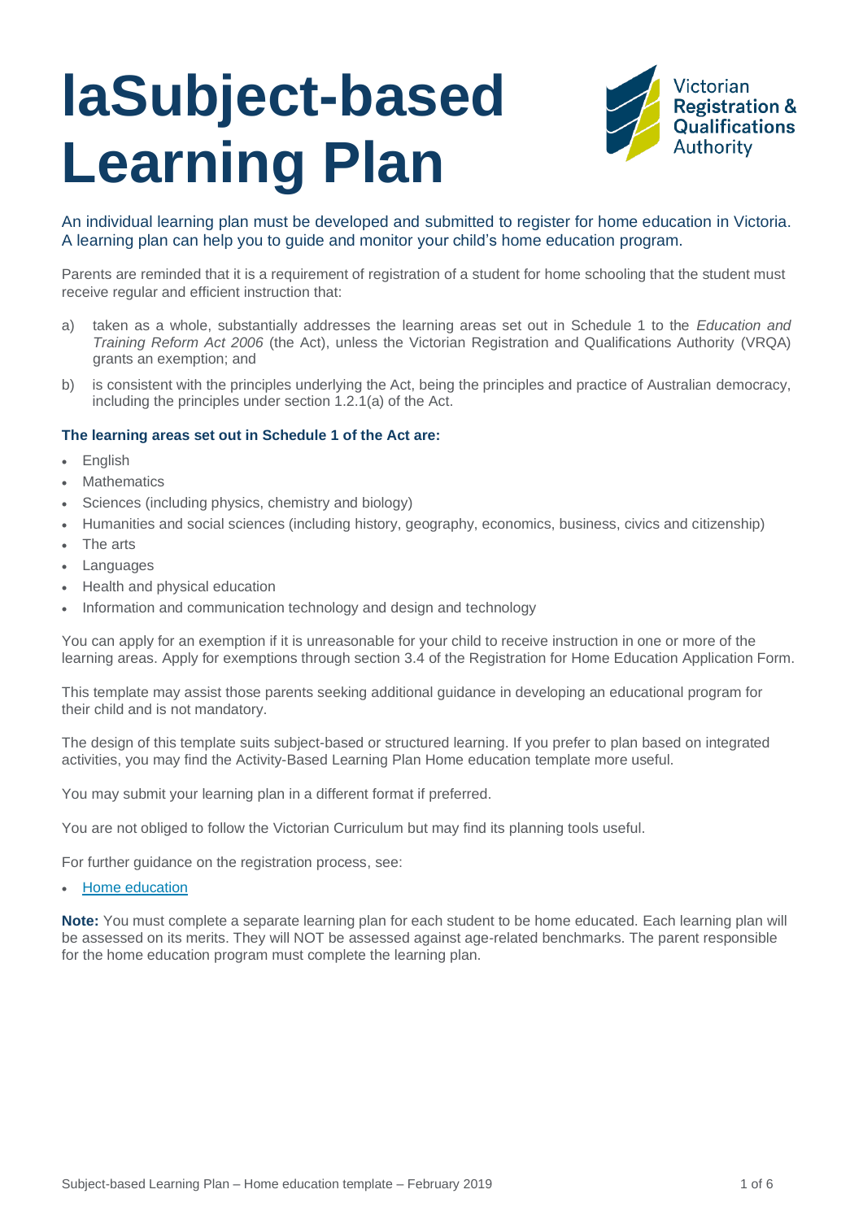# IaSubject-based Learning Plan

Victorian Registration & Qualifications Authority

An individual learning plan must be developed and submitted to register for home education in Victoria. A learning plan can help you to guide and monitor your child's home education program.

Parents are reminded that it is a requirement of registration of a student for home schooling that the student must receive regular and efficient instruction that:

a) taken as a whole, substantially addresses the learning areas set out in Schedule 1 to the *Education and Training Reform Act 2006* (the Act), unless the Victorian Registration and Qualifications Authority (VRQA) grants an exemption; and

b) is consistent with the principles underlying the Act, being the principles and practice of Australian democracy, including the principles under section 1.2.1(a) of the Act.

**The learning areas set out in Schedule 1 of the Act are:**

- English
- Mathematics
- Sciences (including physics, chemistry and biology)
- Humanities and social sciences (including history, geography, economics, business, civics and citizenship)
- The arts
- Languages
- Health and physical education
- Information and communication technology and design and technology

You can apply for an exemption if it is unreasonable for your child to receive instruction in one or more of the learning areas. Apply for exemptions through section 3.4 of the Registration for Home Education Application Form.

This template may assist those parents seeking additional guidance in developing an educational program for their child and is not mandatory.

The design of this template suits subject-based or structured learning. If you prefer to plan based on integrated activities, you may find the Activity-Based Learning Plan Home education template more useful.

You may submit your learning plan in a different format if preferred.

You are not obliged to follow the Victorian Curriculum but may find its planning tools useful.

For further guidance on the registration process, see:

- Home education

**Note:** You must complete a separate learning plan for each student to be home educated. Each learning plan will be assessed on its merits. They will NOT be assessed against age-related benchmarks. The parent responsible for the home education program must complete the learning plan.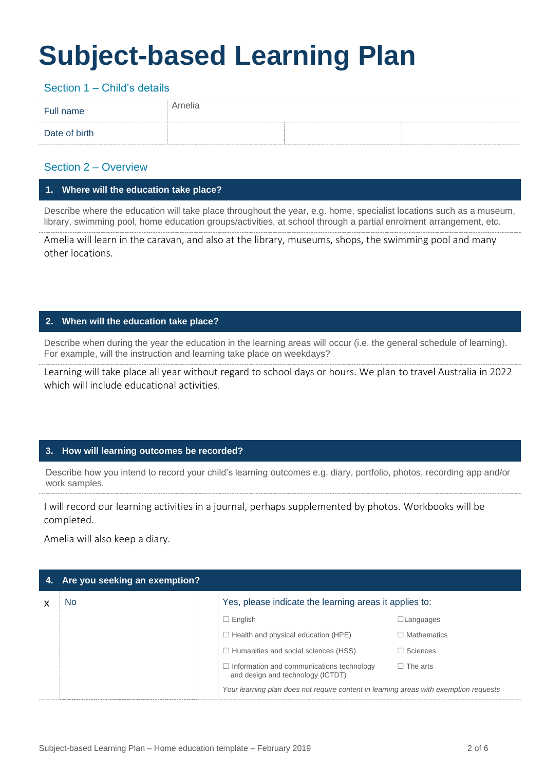# Subject-based Learning Plan

## Section 1 – Child's details

| Full name | Amelia | | |
|---|---|---|---|
| Date of birth | | | |

## Section 2 – Overview

### 1. Where will the education take place?

Describe where the education will take place throughout the year, e.g. home, specialist locations such as a museum, library, swimming pool, home education groups/activities, at school through a partial enrolment arrangement, etc.

Amelia will learn in the caravan, and also at the library, museums, shops, the swimming pool and many other locations.

### 2. When will the education take place?

Describe when during the year the education in the learning areas will occur (i.e. the general schedule of learning). For example, will the instruction and learning take place on weekdays?

Learning will take place all year without regard to school days or hours. We plan to travel Australia in 2022 which will include educational activities.

### 3. How will learning outcomes be recorded?

Describe how you intend to record your child's learning outcomes e.g. diary, portfolio, photos, recording app and/or work samples.

I will record our learning activities in a journal, perhaps supplemented by photos. Workbooks will be completed.

Amelia will also keep a diary.

### 4. Are you seeking an exemption?

| | | Yes, please indicate the learning areas it applies to: | |
|---|---|---|---|
| x | No | ☐ English | ☐ Languages |
| | | ☐ Health and physical education (HPE) | ☐ Mathematics |
| | | ☐ Humanities and social sciences (HSS) | ☐ Sciences |
| | | ☐ Information and communications technology and design and technology (ICTDT) | ☐ The arts |
| | | *Your learning plan does not require content in learning areas with exemption requests* | |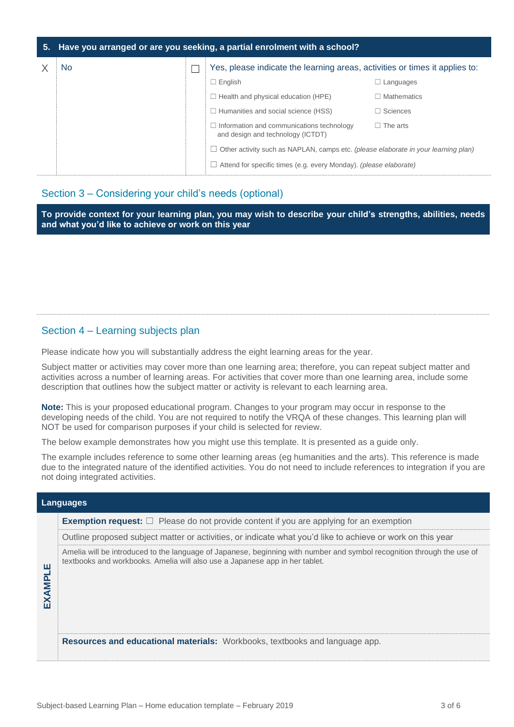## 5. Have you arranged or are you seeking, a partial enrolment with a school?

| | | | |
|---|---|---|---|
| X | No | ☐ | Yes, please indicate the learning areas, activities or times it applies to:<br>☐ English ☐ Languages<br>☐ Health and physical education (HPE) ☐ Mathematics<br>☐ Humanities and social science (HSS) ☐ Sciences<br>☐ Information and communications technology and design and technology (ICTDT) ☐ The arts<br>☐ Other activity such as NAPLAN, camps etc. *(please elaborate in your learning plan)*<br>☐ Attend for specific times (e.g. every Monday). *(please elaborate)* |

## Section 3 – Considering your child's needs (optional)

**To provide context for your learning plan, you may wish to describe your child's strengths, abilities, needs and what you'd like to achieve or work on this year**

## Section 4 – Learning subjects plan

Please indicate how you will substantially address the eight learning areas for the year.

Subject matter or activities may cover more than one learning area; therefore, you can repeat subject matter and activities across a number of learning areas. For activities that cover more than one learning area, include some description that outlines how the subject matter or activity is relevant to each learning area.

**Note:** This is your proposed educational program. Changes to your program may occur in response to the developing needs of the child. You are not required to notify the VRQA of these changes. This learning plan will NOT be used for comparison purposes if your child is selected for review.

The below example demonstrates how you might use this template. It is presented as a guide only.

The example includes reference to some other learning areas (eg humanities and the arts). This reference is made due to the integrated nature of the identified activities. You do not need to include references to integration if you are not doing integrated activities.

### Languages

**EXAMPLE**

**Exemption request:** ☐ Please do not provide content if you are applying for an exemption

Outline proposed subject matter or activities, or indicate what you'd like to achieve or work on this year

Amelia will be introduced to the language of Japanese, beginning with number and symbol recognition through the use of textbooks and workbooks. Amelia will also use a Japanese app in her tablet.

**Resources and educational materials:** Workbooks, textbooks and language app.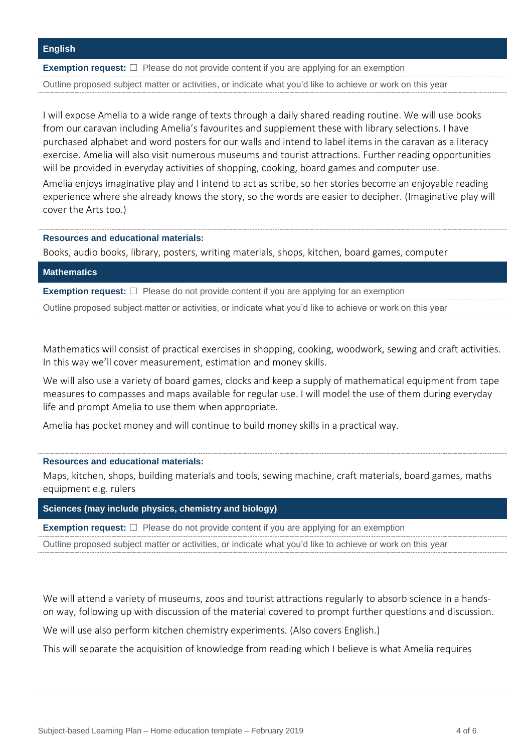## English

**Exemption request:** ☐ Please do not provide content if you are applying for an exemption

Outline proposed subject matter or activities, or indicate what you'd like to achieve or work on this year

I will expose Amelia to a wide range of texts through a daily shared reading routine. We will use books from our caravan including Amelia's favourites and supplement these with library selections. I have purchased alphabet and word posters for our walls and intend to label items in the caravan as a literacy exercise. Amelia will also visit numerous museums and tourist attractions. Further reading opportunities will be provided in everyday activities of shopping, cooking, board games and computer use.

Amelia enjoys imaginative play and I intend to act as scribe, so her stories become an enjoyable reading experience where she already knows the story, so the words are easier to decipher. (Imaginative play will cover the Arts too.)

**Resources and educational materials:**

Books, audio books, library, posters, writing materials, shops, kitchen, board games, computer

## Mathematics

**Exemption request:** ☐ Please do not provide content if you are applying for an exemption

Outline proposed subject matter or activities, or indicate what you'd like to achieve or work on this year

Mathematics will consist of practical exercises in shopping, cooking, woodwork, sewing and craft activities. In this way we'll cover measurement, estimation and money skills.

We will also use a variety of board games, clocks and keep a supply of mathematical equipment from tape measures to compasses and maps available for regular use. I will model the use of them during everyday life and prompt Amelia to use them when appropriate.

Amelia has pocket money and will continue to build money skills in a practical way.

**Resources and educational materials:**

Maps, kitchen, shops, building materials and tools, sewing machine, craft materials, board games, maths equipment e.g. rulers

## Sciences (may include physics, chemistry and biology)

**Exemption request:** ☐ Please do not provide content if you are applying for an exemption

Outline proposed subject matter or activities, or indicate what you'd like to achieve or work on this year

We will attend a variety of museums, zoos and tourist attractions regularly to absorb science in a hands-on way, following up with discussion of the material covered to prompt further questions and discussion.

We will use also perform kitchen chemistry experiments. (Also covers English.)

This will separate the acquisition of knowledge from reading which I believe is what Amelia requires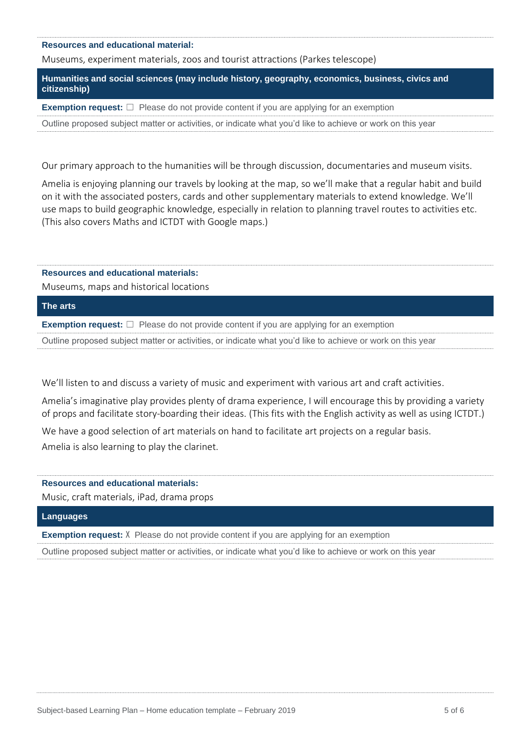**Resources and educational material:**

Museums, experiment materials, zoos and tourist attractions (Parkes telescope)

## Humanities and social sciences (may include history, geography, economics, business, civics and citizenship)

**Exemption request:** ☐ Please do not provide content if you are applying for an exemption

Outline proposed subject matter or activities, or indicate what you'd like to achieve or work on this year

Our primary approach to the humanities will be through discussion, documentaries and museum visits.

Amelia is enjoying planning our travels by looking at the map, so we'll make that a regular habit and build on it with the associated posters, cards and other supplementary materials to extend knowledge. We'll use maps to build geographic knowledge, especially in relation to planning travel routes to activities etc. (This also covers Maths and ICTDT with Google maps.)

**Resources and educational materials:**

Museums, maps and historical locations

## The arts

**Exemption request:** ☐ Please do not provide content if you are applying for an exemption

Outline proposed subject matter or activities, or indicate what you'd like to achieve or work on this year

We'll listen to and discuss a variety of music and experiment with various art and craft activities.

Amelia's imaginative play provides plenty of drama experience, I will encourage this by providing a variety of props and facilitate story-boarding their ideas. (This fits with the English activity as well as using ICTDT.)

We have a good selection of art materials on hand to facilitate art projects on a regular basis.

Amelia is also learning to play the clarinet.

**Resources and educational materials:**

Music, craft materials, iPad, drama props

## Languages

**Exemption request:** X Please do not provide content if you are applying for an exemption

Outline proposed subject matter or activities, or indicate what you'd like to achieve or work on this year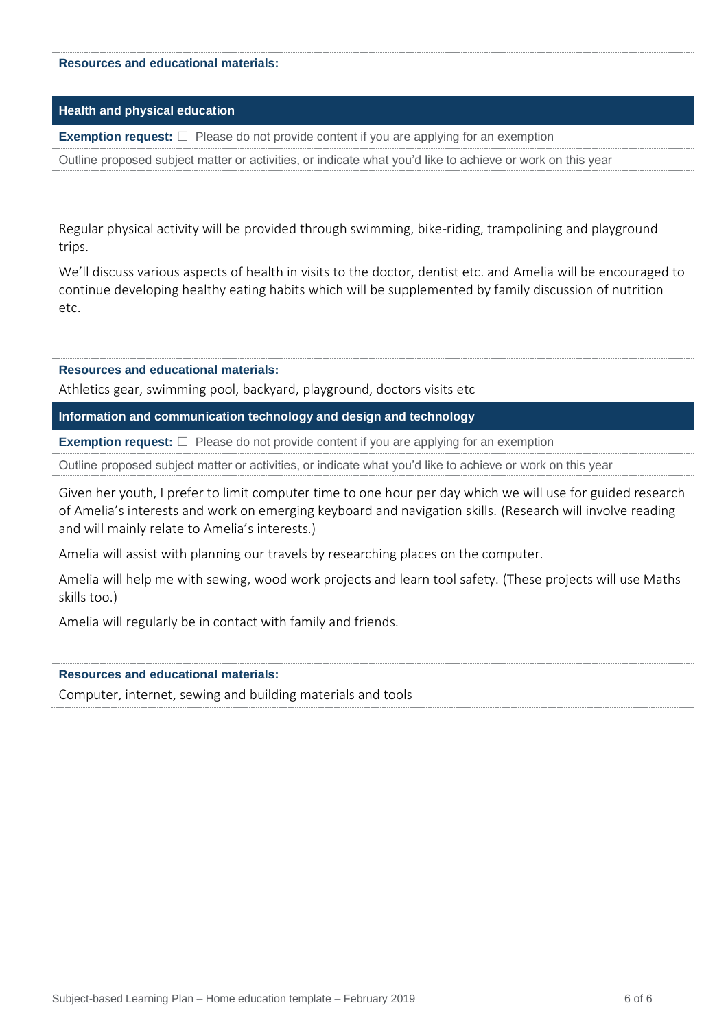**Resources and educational materials:**

## Health and physical education

**Exemption request:** ☐ Please do not provide content if you are applying for an exemption

Outline proposed subject matter or activities, or indicate what you'd like to achieve or work on this year

Regular physical activity will be provided through swimming, bike-riding, trampolining and playground trips.

We'll discuss various aspects of health in visits to the doctor, dentist etc. and Amelia will be encouraged to continue developing healthy eating habits which will be supplemented by family discussion of nutrition etc.

**Resources and educational materials:**

Athletics gear, swimming pool, backyard, playground, doctors visits etc

## Information and communication technology and design and technology

**Exemption request:** ☐ Please do not provide content if you are applying for an exemption

Outline proposed subject matter or activities, or indicate what you'd like to achieve or work on this year

Given her youth, I prefer to limit computer time to one hour per day which we will use for guided research of Amelia's interests and work on emerging keyboard and navigation skills. (Research will involve reading and will mainly relate to Amelia's interests.)

Amelia will assist with planning our travels by researching places on the computer.

Amelia will help me with sewing, wood work projects and learn tool safety. (These projects will use Maths skills too.)

Amelia will regularly be in contact with family and friends.

**Resources and educational materials:**

Computer, internet, sewing and building materials and tools